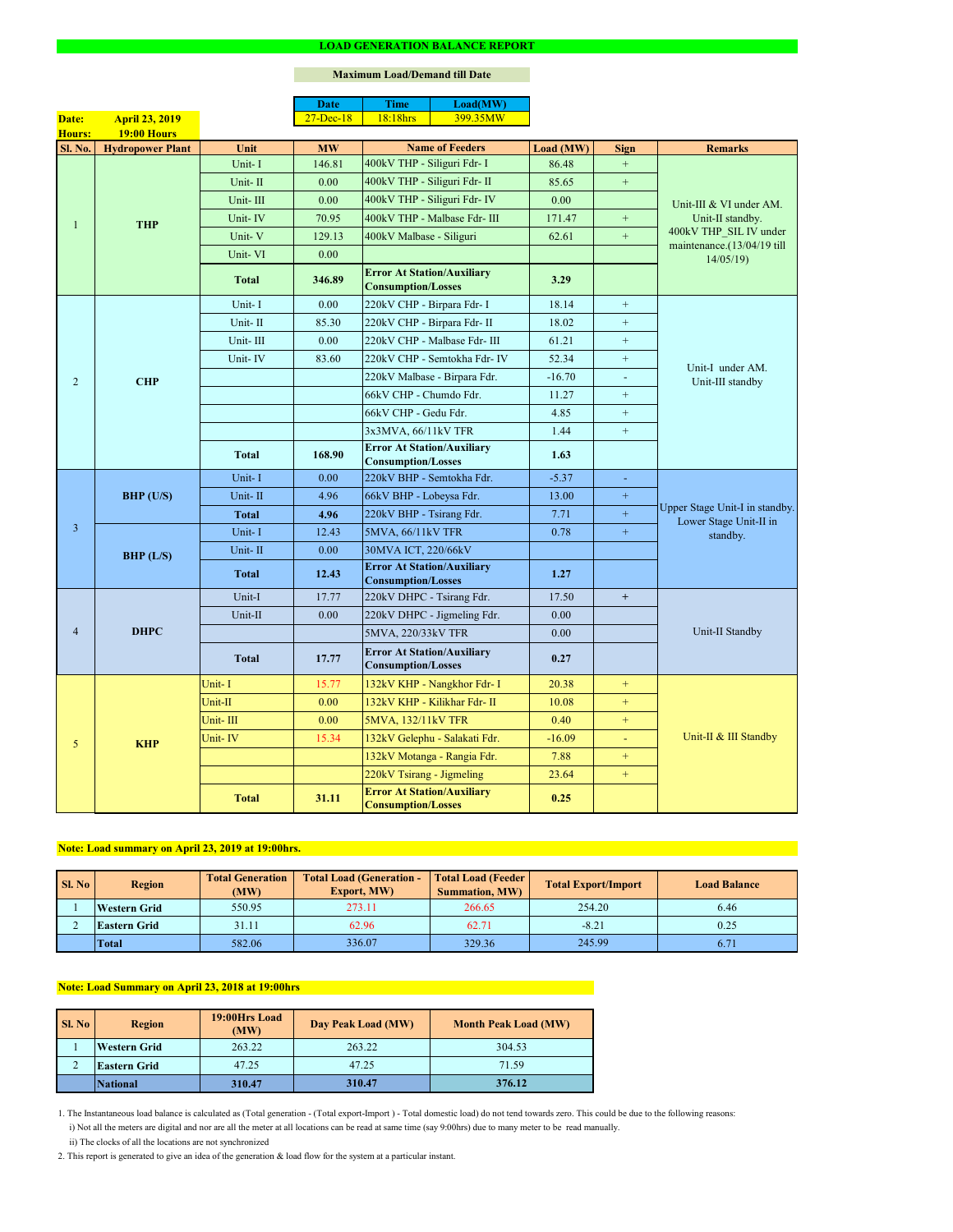# LOAD GENERATION BALANCE REPORT

**Maximum Load/Demand till Date**

| Date | Time | Load(MW) |
|---|---|---|
| 27-Dec-18 | 18:18hrs | 399.35MW |

**Date:** April 23, 2019
**Hours:** 19:00 Hours

| Sl. No. | Hydropower Plant | Unit | MW | Name of Feeders | Load (MW) | Sign | Remarks |
|---|---|---|---|---|---|---|---|
| 1 | THP | Unit- I | 146.81 | 400kV THP - Siliguri Fdr- I | 86.48 | + | Unit-III & VI under AM. Unit-II standby. 400kV THP_SIL IV under maintenance.(13/04/19 till 14/05/19) |
| | | Unit- II | 0.00 | 400kV THP - Siliguri Fdr- II | 85.65 | + | |
| | | Unit- III | 0.00 | 400kV THP - Siliguri Fdr- IV | 0.00 | | |
| | | Unit- IV | 70.95 | 400kV THP - Malbase Fdr- III | 171.47 | + | |
| | | Unit- V | 129.13 | 400kV Malbase - Siliguri | 62.61 | + | |
| | | Unit- VI | 0.00 | | | | |
| | | **Total** | **346.89** | **Error At Station/Auxiliary Consumption/Losses** | **3.29** | | |
| 2 | CHP | Unit- I | 0.00 | 220kV CHP - Birpara Fdr- I | 18.14 | + | Unit-I under AM. Unit-III standby |
| | | Unit- II | 85.30 | 220kV CHP - Birpara Fdr- II | 18.02 | + | |
| | | Unit- III | 0.00 | 220kV CHP - Malbase Fdr- III | 61.21 | + | |
| | | Unit- IV | 83.60 | 220kV CHP - Semtokha Fdr- IV | 52.34 | + | |
| | | | | 220kV Malbase - Birpara Fdr. | -16.70 | - | |
| | | | | 66kV CHP - Chumdo Fdr. | 11.27 | + | |
| | | | | 66kV CHP - Gedu Fdr. | 4.85 | + | |
| | | | | 3x3MVA, 66/11kV TFR | 1.44 | + | |
| | | **Total** | **168.90** | **Error At Station/Auxiliary Consumption/Losses** | **1.63** | | |
| 3 | BHP (U/S) | Unit- I | 0.00 | 220kV BHP - Semtokha Fdr. | -5.37 | - | Upper Stage Unit-I in standby. Lower Stage Unit-II in standby. |
| | | Unit- II | 4.96 | 66kV BHP - Lobeysa Fdr. | 13.00 | + | |
| | | **Total** | **4.96** | 220kV BHP - Tsirang Fdr. | 7.71 | + | |
| | BHP (L/S) | Unit- I | 12.43 | 5MVA, 66/11kV TFR | 0.78 | + | |
| | | Unit- II | 0.00 | 30MVA ICT, 220/66kV | | | |
| | | **Total** | **12.43** | **Error At Station/Auxiliary Consumption/Losses** | **1.27** | | |
| 4 | DHPC | Unit-I | 17.77 | 220kV DHPC - Tsirang Fdr. | 17.50 | + | Unit-II Standby |
| | | Unit-II | 0.00 | 220kV DHPC - Jigmeling Fdr. | 0.00 | | |
| | | | | 5MVA, 220/33kV TFR | 0.00 | | |
| | | **Total** | **17.77** | **Error At Station/Auxiliary Consumption/Losses** | **0.27** | | |
| 5 | KHP | Unit- I | 15.77 | 132kV KHP - Nangkhor Fdr- I | 20.38 | + | Unit-II & III Standby |
| | | Unit-II | 0.00 | 132kV KHP - Kilikhar Fdr- II | 10.08 | + | |
| | | Unit- III | 0.00 | 5MVA, 132/11kV TFR | 0.40 | + | |
| | | Unit- IV | 15.34 | 132kV Gelephu - Salakati Fdr. | -16.09 | - | |
| | | | | 132kV Motanga - Rangia Fdr. | 7.88 | + | |
| | | | | 220kV Tsirang - Jigmeling | 23.64 | + | |
| | | **Total** | **31.11** | **Error At Station/Auxiliary Consumption/Losses** | **0.25** | | |

**Note: Load summary on April 23, 2019 at 19:00hrs.**

| Sl. No | Region | Total Generation (MW) | Total Load (Generation - Export, MW) | Total Load (Feeder Summation, MW) | Total Export/Import | Load Balance |
|---|---|---|---|---|---|---|
| 1 | Western Grid | 550.95 | 273.11 | 266.65 | 254.20 | 6.46 |
| 2 | Eastern Grid | 31.11 | 62.96 | 62.71 | -8.21 | 0.25 |
| | **Total** | 582.06 | 336.07 | 329.36 | 245.99 | 6.71 |

**Note: Load Summary on April 23, 2018 at 19:00hrs**

| Sl. No | Region | 19:00Hrs Load (MW) | Day Peak Load (MW) | Month Peak Load (MW) |
|---|---|---|---|---|
| 1 | Western Grid | 263.22 | 263.22 | 304.53 |
| 2 | Eastern Grid | 47.25 | 47.25 | 71.59 |
| | **National** | **310.47** | **310.47** | **376.12** |

1. The Instantaneous load balance is calculated as (Total generation - (Total export-Import ) - Total domestic load) do not tend towards zero. This could be due to the following reasons:
   i) Not all the meters are digital and nor are all the meter at all locations can be read at same time (say 9:00hrs) due to many meter to be read manually.
   ii) The clocks of all the locations are not synchronized
2. This report is generated to give an idea of the generation & load flow for the system at a particular instant.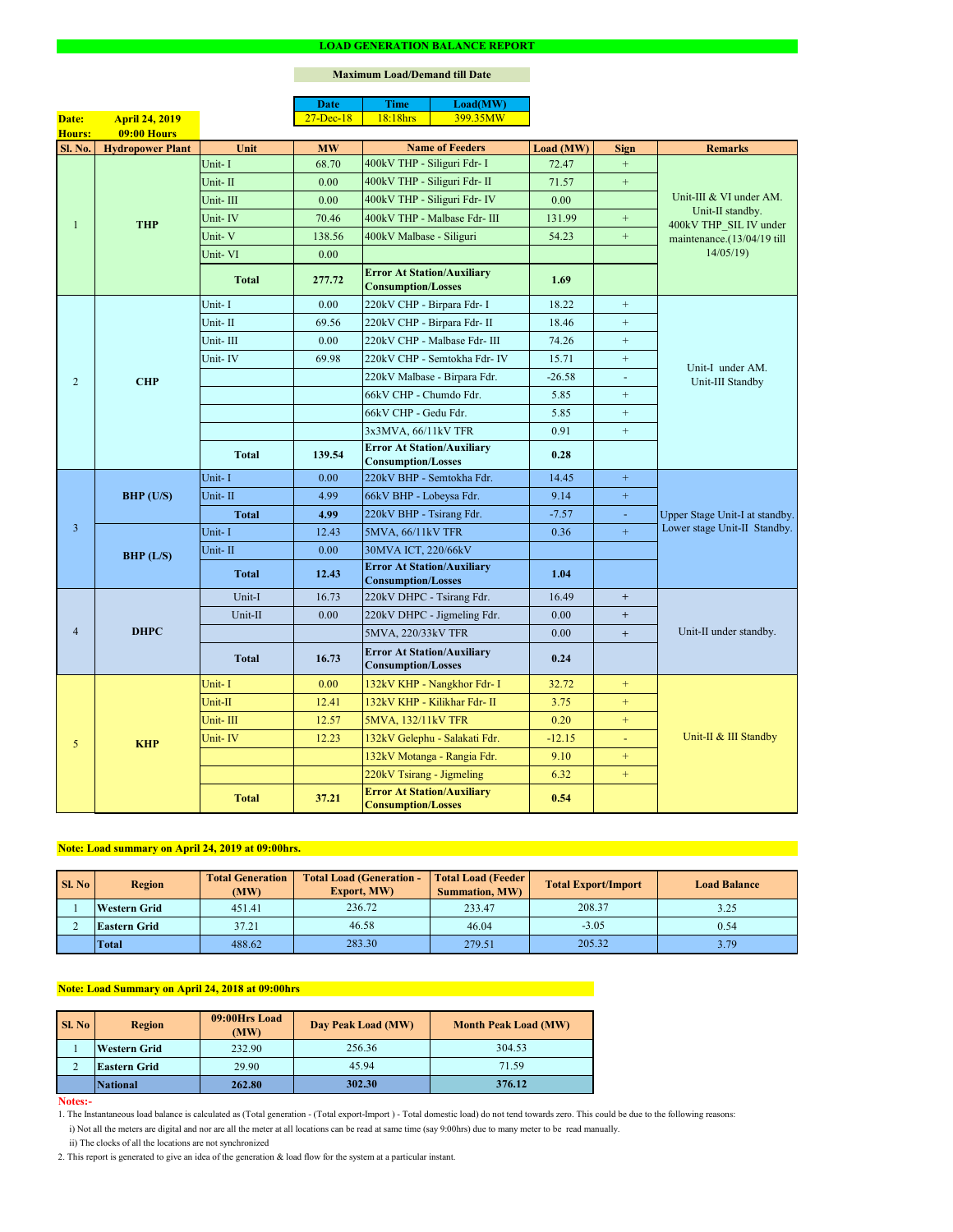# LOAD GENERATION BALANCE REPORT

**Maximum Load/Demand till Date**

| Date | Time | Load(MW) |
|---|---|---|
| 27-Dec-18 | 18:18hrs | 399.35MW |

**Date:** April 24, 2019
**Hours:** 09:00 Hours

| Sl. No. | Hydropower Plant | Unit | MW | Name of Feeders | Load (MW) | Sign | Remarks |
|---|---|---|---|---|---|---|---|
| 1 | THP | Unit- I | 68.70 | 400kV THP - Siliguri Fdr- I | 72.47 | + | Unit-III & VI under AM. Unit-II standby. 400kV THP_SIL IV under maintenance.(13/04/19 till 14/05/19) |
| | | Unit- II | 0.00 | 400kV THP - Siliguri Fdr- II | 71.57 | + | |
| | | Unit- III | 0.00 | 400kV THP - Siliguri Fdr- IV | 0.00 | | |
| | | Unit- IV | 70.46 | 400kV THP - Malbase Fdr- III | 131.99 | + | |
| | | Unit- V | 138.56 | 400kV Malbase - Siliguri | 54.23 | + | |
| | | Unit- VI | 0.00 | | | | |
| | | **Total** | **277.72** | **Error At Station/Auxiliary Consumption/Losses** | **1.69** | | |
| 2 | CHP | Unit- I | 0.00 | 220kV CHP - Birpara Fdr- I | 18.22 | + | Unit-I under AM. Unit-III Standby |
| | | Unit- II | 69.56 | 220kV CHP - Birpara Fdr- II | 18.46 | + | |
| | | Unit- III | 0.00 | 220kV CHP - Malbase Fdr- III | 74.26 | + | |
| | | Unit- IV | 69.98 | 220kV CHP - Semtokha Fdr- IV | 15.71 | + | |
| | | | | 220kV Malbase - Birpara Fdr. | -26.58 | - | |
| | | | | 66kV CHP - Chumdo Fdr. | 5.85 | + | |
| | | | | 66kV CHP - Gedu Fdr. | 5.85 | + | |
| | | | | 3x3MVA, 66/11kV TFR | 0.91 | + | |
| | | **Total** | **139.54** | **Error At Station/Auxiliary Consumption/Losses** | **0.28** | | |
| 3 | BHP (U/S) | Unit- I | 0.00 | 220kV BHP - Semtokha Fdr. | 14.45 | + | Upper Stage Unit-I at standby. Lower stage Unit-II Standby. |
| | | Unit- II | 4.99 | 66kV BHP - Lobeysa Fdr. | 9.14 | + | |
| | | **Total** | **4.99** | 220kV BHP - Tsirang Fdr. | -7.57 | - | |
| | BHP (L/S) | Unit- I | 12.43 | 5MVA, 66/11kV TFR | 0.36 | + | |
| | | Unit- II | 0.00 | 30MVA ICT, 220/66kV | | | |
| | | **Total** | **12.43** | **Error At Station/Auxiliary Consumption/Losses** | **1.04** | | |
| 4 | DHPC | Unit-I | 16.73 | 220kV DHPC - Tsirang Fdr. | 16.49 | + | Unit-II under standby. |
| | | Unit-II | 0.00 | 220kV DHPC - Jigmeling Fdr. | 0.00 | + | |
| | | | | 5MVA, 220/33kV TFR | 0.00 | + | |
| | | **Total** | **16.73** | **Error At Station/Auxiliary Consumption/Losses** | **0.24** | | |
| 5 | KHP | Unit- I | 0.00 | 132kV KHP - Nangkhor Fdr- I | 32.72 | + | Unit-II & III Standby |
| | | Unit-II | 12.41 | 132kV KHP - Kilikhar Fdr- II | 3.75 | + | |
| | | Unit- III | 12.57 | 5MVA, 132/11kV TFR | 0.20 | + | |
| | | Unit- IV | 12.23 | 132kV Gelephu - Salakati Fdr. | -12.15 | - | |
| | | | | 132kV Motanga - Rangia Fdr. | 9.10 | + | |
| | | | | 220kV Tsirang - Jigmeling | 6.32 | + | |
| | | **Total** | **37.21** | **Error At Station/Auxiliary Consumption/Losses** | **0.54** | | |

**Note: Load summary on April 24, 2019 at 09:00hrs.**

| Sl. No | Region | Total Generation (MW) | Total Load (Generation - Export, MW) | Total Load (Feeder Summation, MW) | Total Export/Import | Load Balance |
|---|---|---|---|---|---|---|
| 1 | Western Grid | 451.41 | 236.72 | 233.47 | 208.37 | 3.25 |
| 2 | Eastern Grid | 37.21 | 46.58 | 46.04 | -3.05 | 0.54 |
| | Total | 488.62 | 283.30 | 279.51 | 205.32 | 3.79 |

**Note: Load Summary on April 24, 2018 at 09:00hrs**

| Sl. No | Region | 09:00Hrs Load (MW) | Day Peak Load (MW) | Month Peak Load (MW) |
|---|---|---|---|---|
| 1 | Western Grid | 232.90 | 256.36 | 304.53 |
| 2 | Eastern Grid | 29.90 | 45.94 | 71.59 |
| | **National** | **262.80** | **302.30** | **376.12** |

**Notes:-**

1. The Instantaneous load balance is calculated as (Total generation - (Total export-Import ) - Total domestic load) do not tend towards zero. This could be due to the following reasons:
   i) Not all the meters are digital and nor are all the meter at all locations can be read at same time (say 9:00hrs) due to many meter to be read manually.
   ii) The clocks of all the locations are not synchronized
2. This report is generated to give an idea of the generation & load flow for the system at a particular instant.